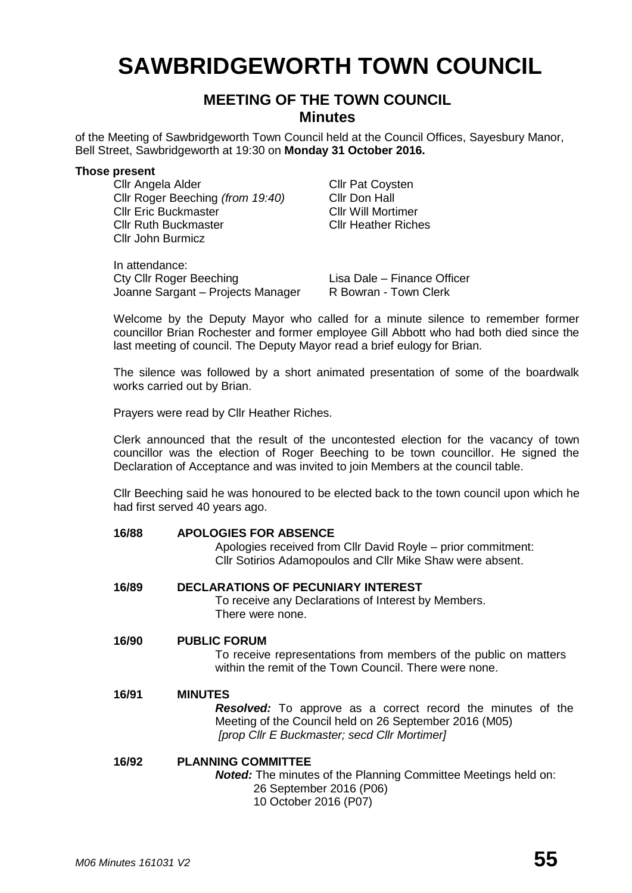# SAWBRIDGEWORTH TOWN COUNCIL

## MEETING OF THE TOWN COUNCIL

### Minutes

of the Meeting of Sawbridgeworth Town Council held at the Council Offices, Sayesbury Manor, Bell Street, Sawbridgeworth at 19:30 on **Monday 31 October 2016.**

**Those present**

Cllr Angela Alder
Cllr Roger Beeching *(from 19:40)*
Cllr Eric Buckmaster
Cllr Ruth Buckmaster
Cllr John Burmicz
Cllr Pat Coysten
Cllr Don Hall
Cllr Will Mortimer
Cllr Heather Riches

In attendance:
Cty Cllr Roger Beeching
Joanne Sargant – Projects Manager
Lisa Dale – Finance Officer
R Bowran - Town Clerk

Welcome by the Deputy Mayor who called for a minute silence to remember former councillor Brian Rochester and former employee Gill Abbott who had both died since the last meeting of council. The Deputy Mayor read a brief eulogy for Brian.

The silence was followed by a short animated presentation of some of the boardwalk works carried out by Brian.

Prayers were read by Cllr Heather Riches.

Clerk announced that the result of the uncontested election for the vacancy of town councillor was the election of Roger Beeching to be town councillor. He signed the Declaration of Acceptance and was invited to join Members at the council table.

Cllr Beeching said he was honoured to be elected back to the town council upon which he had first served 40 years ago.

**16/88 APOLOGIES FOR ABSENCE**

Apologies received from Cllr David Royle – prior commitment:
Cllr Sotirios Adamopoulos and Cllr Mike Shaw were absent.

**16/89 DECLARATIONS OF PECUNIARY INTEREST**

To receive any Declarations of Interest by Members.
There were none.

**16/90 PUBLIC FORUM**

To receive representations from members of the public on matters within the remit of the Town Council. There were none.

**16/91 MINUTES**

***Resolved:*** To approve as a correct record the minutes of the Meeting of the Council held on 26 September 2016 (M05)
*[prop Cllr E Buckmaster; secd Cllr Mortimer]*

**16/92 PLANNING COMMITTEE**

***Noted:*** The minutes of the Planning Committee Meetings held on:
26 September 2016 (P06)
10 October 2016 (P07)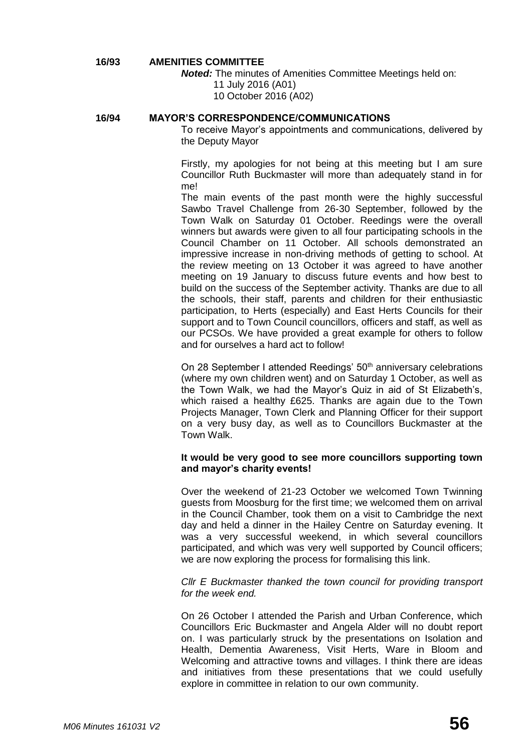**16/93 AMENITIES COMMITTEE**

***Noted:*** The minutes of Amenities Committee Meetings held on:

11 July 2016 (A01)
10 October 2016 (A02)

**16/94 MAYOR'S CORRESPONDENCE/COMMUNICATIONS**

To receive Mayor's appointments and communications, delivered by the Deputy Mayor

Firstly, my apologies for not being at this meeting but I am sure Councillor Ruth Buckmaster will more than adequately stand in for me!

The main events of the past month were the highly successful Sawbo Travel Challenge from 26-30 September, followed by the Town Walk on Saturday 01 October. Reedings were the overall winners but awards were given to all four participating schools in the Council Chamber on 11 October. All schools demonstrated an impressive increase in non-driving methods of getting to school. At the review meeting on 13 October it was agreed to have another meeting on 19 January to discuss future events and how best to build on the success of the September activity. Thanks are due to all the schools, their staff, parents and children for their enthusiastic participation, to Herts (especially) and East Herts Councils for their support and to Town Council councillors, officers and staff, as well as our PCSOs. We have provided a great example for others to follow and for ourselves a hard act to follow!

On 28 September I attended Reedings' 50th anniversary celebrations (where my own children went) and on Saturday 1 October, as well as the Town Walk, we had the Mayor's Quiz in aid of St Elizabeth's, which raised a healthy £625. Thanks are again due to the Town Projects Manager, Town Clerk and Planning Officer for their support on a very busy day, as well as to Councillors Buckmaster at the Town Walk.

**It would be very good to see more councillors supporting town and mayor's charity events!**

Over the weekend of 21-23 October we welcomed Town Twinning guests from Moosburg for the first time; we welcomed them on arrival in the Council Chamber, took them on a visit to Cambridge the next day and held a dinner in the Hailey Centre on Saturday evening. It was a very successful weekend, in which several councillors participated, and which was very well supported by Council officers; we are now exploring the process for formalising this link.

*Cllr E Buckmaster thanked the town council for providing transport for the week end.*

On 26 October I attended the Parish and Urban Conference, which Councillors Eric Buckmaster and Angela Alder will no doubt report on. I was particularly struck by the presentations on Isolation and Health, Dementia Awareness, Visit Herts, Ware in Bloom and Welcoming and attractive towns and villages. I think there are ideas and initiatives from these presentations that we could usefully explore in committee in relation to our own community.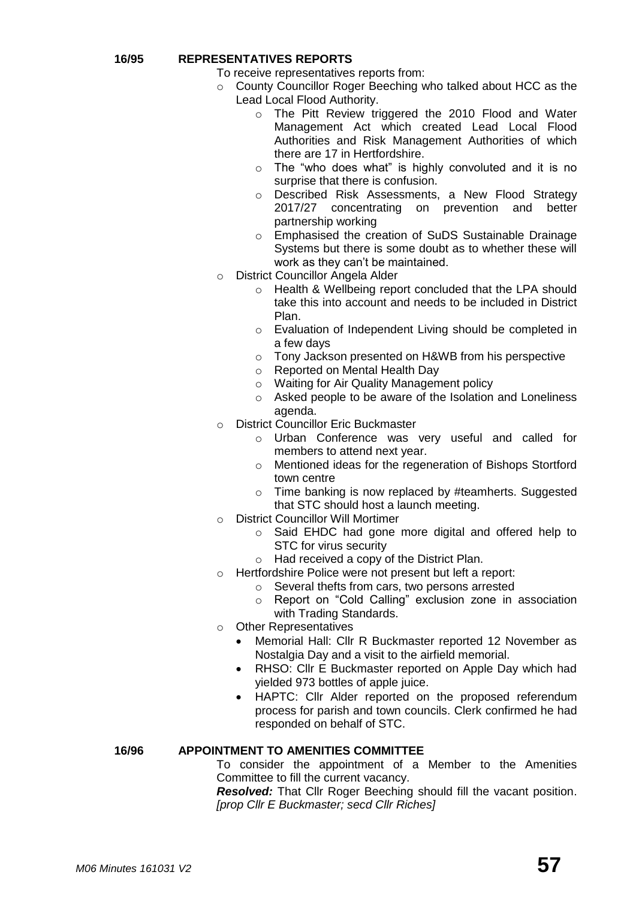## 16/95 REPRESENTATIVES REPORTS

To receive representatives reports from:

- County Councillor Roger Beeching who talked about HCC as the Lead Local Flood Authority.
  - The Pitt Review triggered the 2010 Flood and Water Management Act which created Lead Local Flood Authorities and Risk Management Authorities of which there are 17 in Hertfordshire.
  - The "who does what" is highly convoluted and it is no surprise that there is confusion.
  - Described Risk Assessments, a New Flood Strategy 2017/27 concentrating on prevention and better partnership working
  - Emphasised the creation of SuDS Sustainable Drainage Systems but there is some doubt as to whether these will work as they can't be maintained.
- District Councillor Angela Alder
  - Health & Wellbeing report concluded that the LPA should take this into account and needs to be included in District Plan.
  - Evaluation of Independent Living should be completed in a few days
  - Tony Jackson presented on H&WB from his perspective
  - Reported on Mental Health Day
  - Waiting for Air Quality Management policy
  - Asked people to be aware of the Isolation and Loneliness agenda.
- District Councillor Eric Buckmaster
  - Urban Conference was very useful and called for members to attend next year.
  - Mentioned ideas for the regeneration of Bishops Stortford town centre
  - Time banking is now replaced by #teamherts. Suggested that STC should host a launch meeting.
- District Councillor Will Mortimer
  - Said EHDC had gone more digital and offered help to STC for virus security
  - Had received a copy of the District Plan.
- Hertfordshire Police were not present but left a report:
  - Several thefts from cars, two persons arrested
  - Report on "Cold Calling" exclusion zone in association with Trading Standards.
- Other Representatives
  - Memorial Hall: Cllr R Buckmaster reported 12 November as Nostalgia Day and a visit to the airfield memorial.
  - RHSO: Cllr E Buckmaster reported on Apple Day which had yielded 973 bottles of apple juice.
  - HAPTC: Cllr Alder reported on the proposed referendum process for parish and town councils. Clerk confirmed he had responded on behalf of STC.

## 16/96 APPOINTMENT TO AMENITIES COMMITTEE

To consider the appointment of a Member to the Amenities Committee to fill the current vacancy.

***Resolved:*** That Cllr Roger Beeching should fill the vacant position. *[prop Cllr E Buckmaster; secd Cllr Riches]*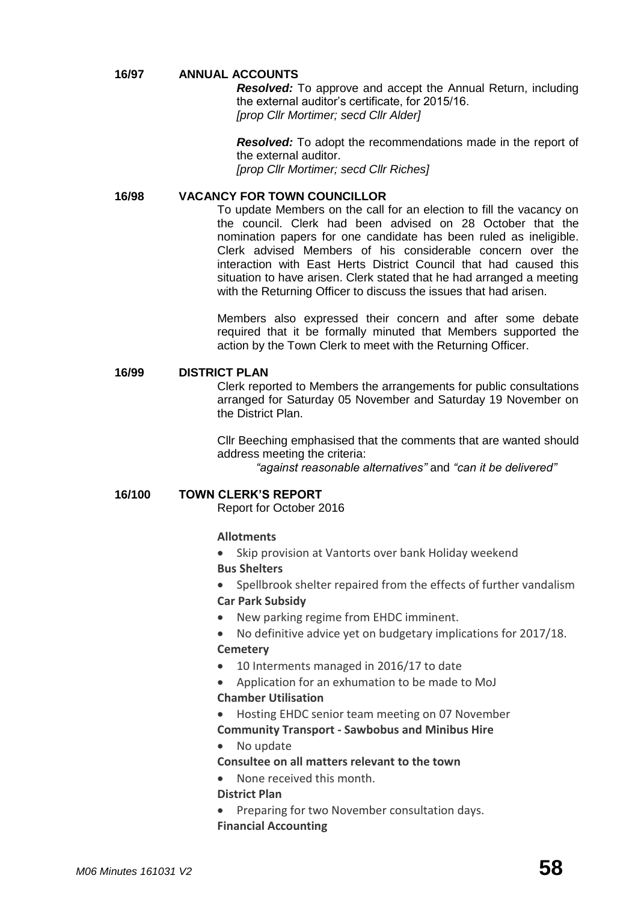**16/97 ANNUAL ACCOUNTS**

***Resolved:*** To approve and accept the Annual Return, including the external auditor's certificate, for 2015/16.
*[prop Cllr Mortimer; secd Cllr Alder]*

***Resolved:*** To adopt the recommendations made in the report of the external auditor.
*[prop Cllr Mortimer; secd Cllr Riches]*

**16/98 VACANCY FOR TOWN COUNCILLOR**

To update Members on the call for an election to fill the vacancy on the council. Clerk had been advised on 28 October that the nomination papers for one candidate has been ruled as ineligible. Clerk advised Members of his considerable concern over the interaction with East Herts District Council that had caused this situation to have arisen. Clerk stated that he had arranged a meeting with the Returning Officer to discuss the issues that had arisen.

Members also expressed their concern and after some debate required that it be formally minuted that Members supported the action by the Town Clerk to meet with the Returning Officer.

**16/99 DISTRICT PLAN**

Clerk reported to Members the arrangements for public consultations arranged for Saturday 05 November and Saturday 19 November on the District Plan.

Cllr Beeching emphasised that the comments that are wanted should address meeting the criteria:

*"against reasonable alternatives"* and *"can it be delivered"*

**16/100 TOWN CLERK'S REPORT**

Report for October 2016

**Allotments**

- Skip provision at Vantorts over bank Holiday weekend

**Bus Shelters**

- Spellbrook shelter repaired from the effects of further vandalism

**Car Park Subsidy**

- New parking regime from EHDC imminent.
- No definitive advice yet on budgetary implications for 2017/18.

**Cemetery**

- 10 Interments managed in 2016/17 to date
- Application for an exhumation to be made to MoJ

**Chamber Utilisation**

- Hosting EHDC senior team meeting on 07 November

**Community Transport - Sawbobus and Minibus Hire**

- No update

**Consultee on all matters relevant to the town**

- None received this month.

**District Plan**

- Preparing for two November consultation days.

**Financial Accounting**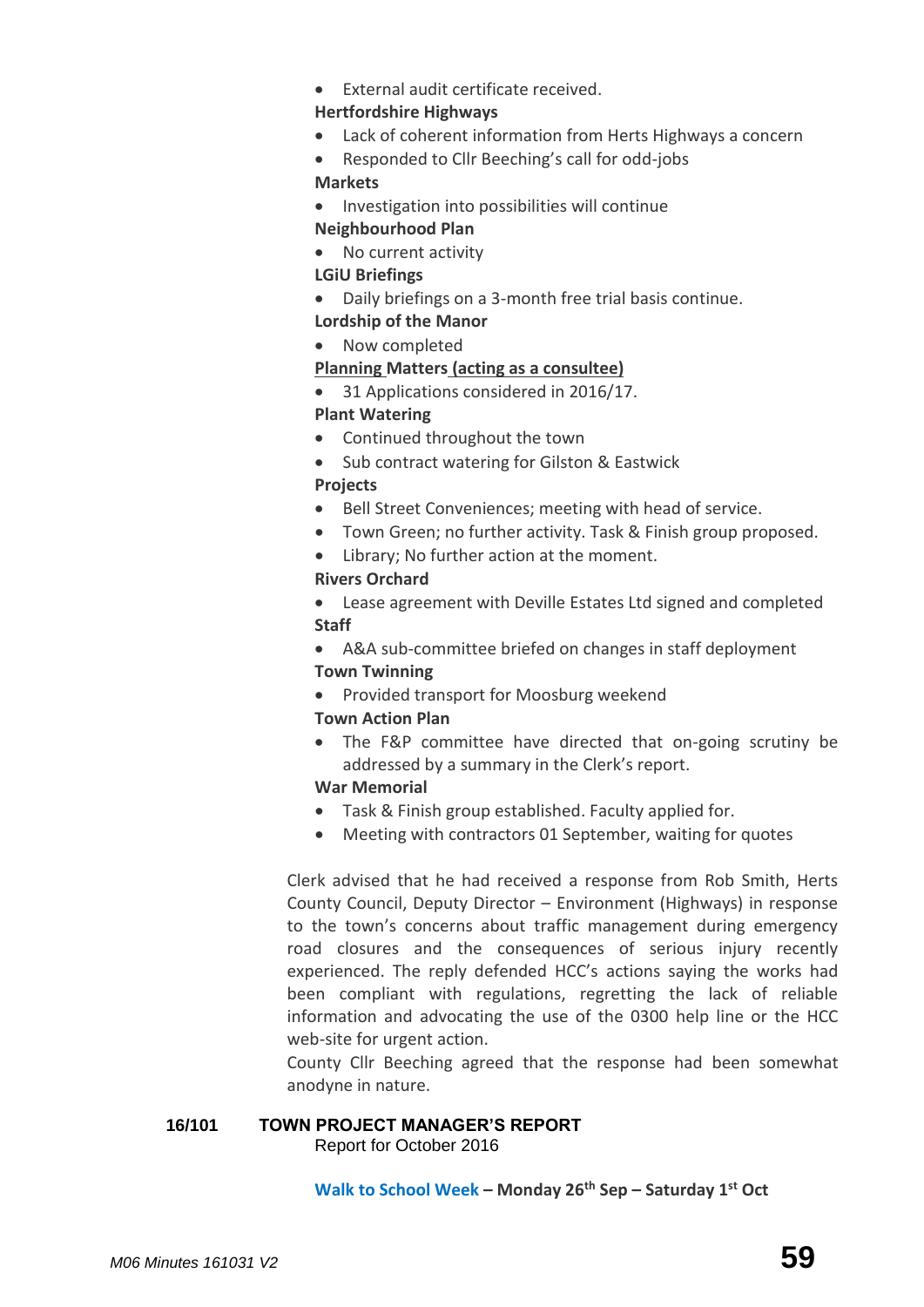- External audit certificate received.

**Hertfordshire Highways**

- Lack of coherent information from Herts Highways a concern
- Responded to Cllr Beeching's call for odd-jobs

**Markets**

- Investigation into possibilities will continue

**Neighbourhood Plan**

- No current activity

**LGiU Briefings**

- Daily briefings on a 3-month free trial basis continue.

**Lordship of the Manor**

- Now completed

**Planning Matters (acting as a consultee)**

- 31 Applications considered in 2016/17.

**Plant Watering**

- Continued throughout the town
- Sub contract watering for Gilston & Eastwick

**Projects**

- Bell Street Conveniences; meeting with head of service.
- Town Green; no further activity. Task & Finish group proposed.
- Library; No further action at the moment.

**Rivers Orchard**

- Lease agreement with Deville Estates Ltd signed and completed

**Staff**

- A&A sub-committee briefed on changes in staff deployment

**Town Twinning**

- Provided transport for Moosburg weekend

**Town Action Plan**

- The F&P committee have directed that on-going scrutiny be addressed by a summary in the Clerk's report.

**War Memorial**

- Task & Finish group established. Faculty applied for.
- Meeting with contractors 01 September, waiting for quotes

Clerk advised that he had received a response from Rob Smith, Herts County Council, Deputy Director – Environment (Highways) in response to the town's concerns about traffic management during emergency road closures and the consequences of serious injury recently experienced. The reply defended HCC's actions saying the works had been compliant with regulations, regretting the lack of reliable information and advocating the use of the 0300 help line or the HCC web-site for urgent action.

County Cllr Beeching agreed that the response had been somewhat anodyne in nature.

## 16/101 TOWN PROJECT MANAGER'S REPORT

Report for October 2016

**Walk to School Week – Monday 26th Sep – Saturday 1st Oct**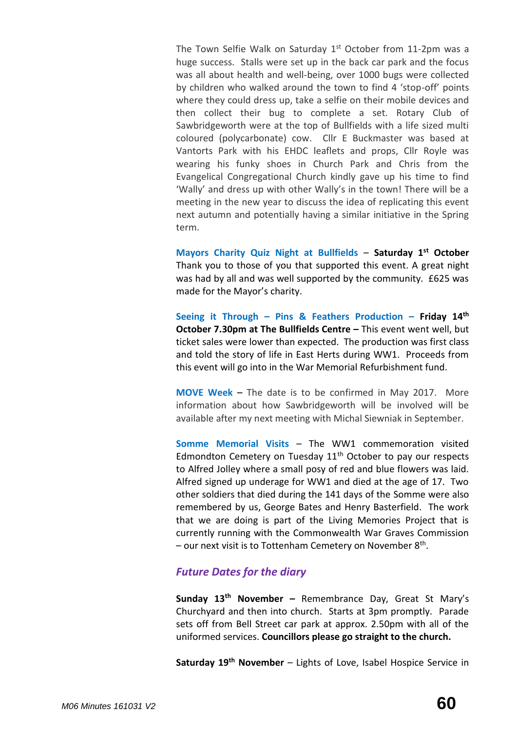The Town Selfie Walk on Saturday 1st October from 11-2pm was a huge success. Stalls were set up in the back car park and the focus was all about health and well-being, over 1000 bugs were collected by children who walked around the town to find 4 'stop-off' points where they could dress up, take a selfie on their mobile devices and then collect their bug to complete a set. Rotary Club of Sawbridgeworth were at the top of Bullfields with a life sized multi coloured (polycarbonate) cow. Cllr E Buckmaster was based at Vantorts Park with his EHDC leaflets and props, Cllr Royle was wearing his funky shoes in Church Park and Chris from the Evangelical Congregational Church kindly gave up his time to find 'Wally' and dress up with other Wally's in the town! There will be a meeting in the new year to discuss the idea of replicating this event next autumn and potentially having a similar initiative in the Spring term.

**Mayors Charity Quiz Night at Bullfields** – **Saturday 1st October** Thank you to those of you that supported this event. A great night was had by all and was well supported by the community. £625 was made for the Mayor's charity.

**Seeing it Through – Pins & Feathers Production – Friday 14th October 7.30pm at The Bullfields Centre –** This event went well, but ticket sales were lower than expected. The production was first class and told the story of life in East Herts during WW1. Proceeds from this event will go into in the War Memorial Refurbishment fund.

**MOVE Week –** The date is to be confirmed in May 2017. More information about how Sawbridgeworth will be involved will be available after my next meeting with Michal Siewniak in September.

**Somme Memorial Visits** – The WW1 commemoration visited Edmondton Cemetery on Tuesday 11th October to pay our respects to Alfred Jolley where a small posy of red and blue flowers was laid. Alfred signed up underage for WW1 and died at the age of 17. Two other soldiers that died during the 141 days of the Somme were also remembered by us, George Bates and Henry Basterfield. The work that we are doing is part of the Living Memories Project that is currently running with the Commonwealth War Graves Commission – our next visit is to Tottenham Cemetery on November 8th.

## *Future Dates for the diary*

**Sunday 13th November –** Remembrance Day, Great St Mary's Churchyard and then into church. Starts at 3pm promptly. Parade sets off from Bell Street car park at approx. 2.50pm with all of the uniformed services. **Councillors please go straight to the church.**

**Saturday 19th November** – Lights of Love, Isabel Hospice Service in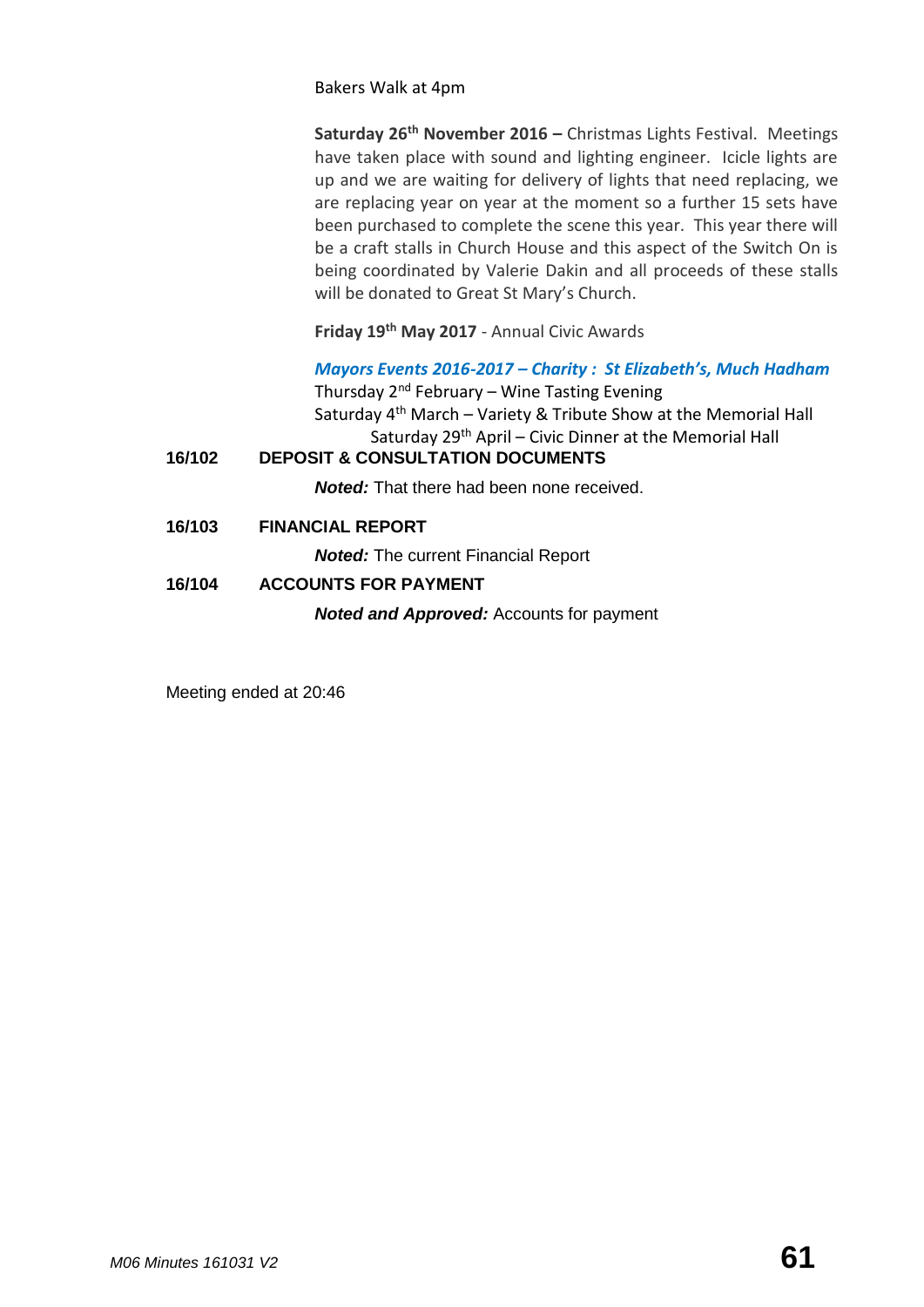Bakers Walk at 4pm

**Saturday 26th November 2016 –** Christmas Lights Festival. Meetings have taken place with sound and lighting engineer. Icicle lights are up and we are waiting for delivery of lights that need replacing, we are replacing year on year at the moment so a further 15 sets have been purchased to complete the scene this year. This year there will be a craft stalls in Church House and this aspect of the Switch On is being coordinated by Valerie Dakin and all proceeds of these stalls will be donated to Great St Mary's Church.

**Friday 19th May 2017** - Annual Civic Awards

***Mayors Events 2016-2017 – Charity : St Elizabeth's, Much Hadham***
Thursday 2nd February – Wine Tasting Evening
Saturday 4th March – Variety & Tribute Show at the Memorial Hall
Saturday 29th April – Civic Dinner at the Memorial Hall

**16/102 DEPOSIT & CONSULTATION DOCUMENTS**

***Noted:*** That there had been none received.

**16/103 FINANCIAL REPORT**

***Noted:*** The current Financial Report

**16/104 ACCOUNTS FOR PAYMENT**

***Noted and Approved:*** Accounts for payment

Meeting ended at 20:46